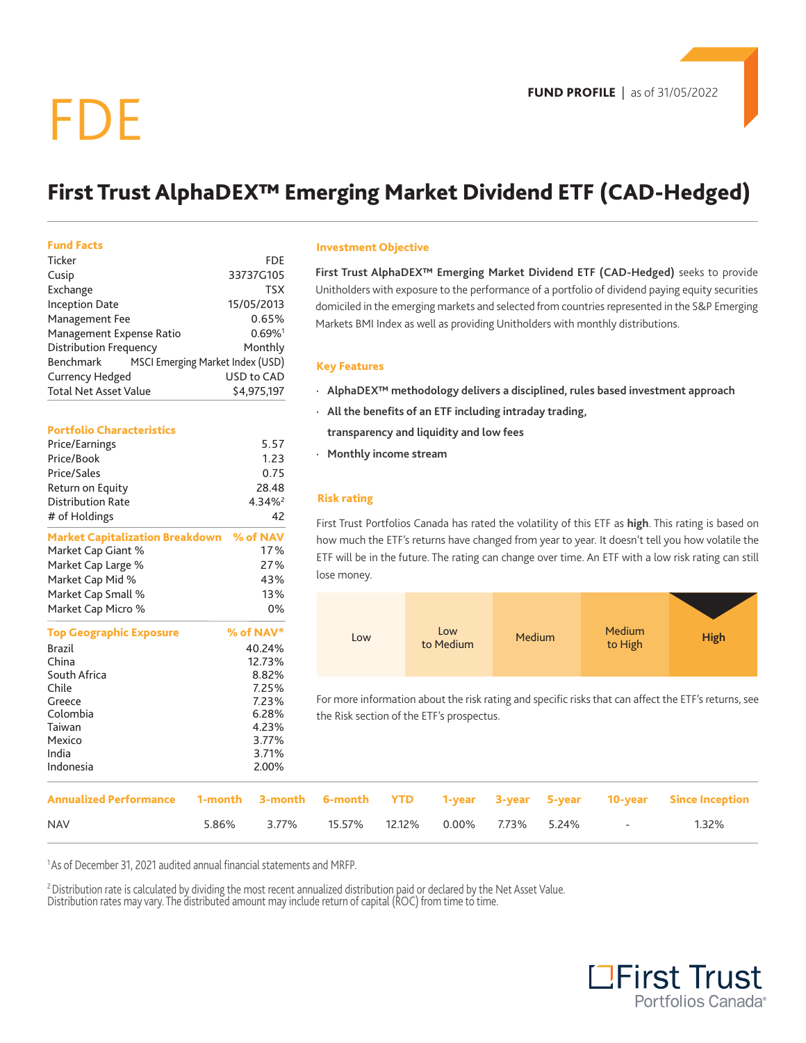# FDE

**FUND PROFILE** | as of 31/05/2022

## First Trust AlphaDEX™ Emerging Market Dividend ETF (CAD-Hedged)

### Fund Facts

| | |
|---|---|
| Ticker | FDE |
| Cusip | 33737G105 |
| Exchange | TSX |
| Inception Date | 15/05/2013 |
| Management Fee | 0.65% |
| Management Expense Ratio | 0.69%[1] |
| Distribution Frequency | Monthly |
| Benchmark | MSCI Emerging Market Index (USD) |
| Currency Hedged | USD to CAD |
| Total Net Asset Value | $4,975,197 |

### Portfolio Characteristics

| | |
|---|---|
| Price/Earnings | 5.57 |
| Price/Book | 1.23 |
| Price/Sales | 0.75 |
| Return on Equity | 28.48 |
| Distribution Rate | 4.34%[2] |
| # of Holdings | 42 |

| Market Capitalization Breakdown | % of NAV |
|---|---|
| Market Cap Giant % | 17% |
| Market Cap Large % | 27% |
| Market Cap Mid % | 43% |
| Market Cap Small % | 13% |
| Market Cap Micro % | 0% |

| Top Geographic Exposure | % of NAV* |
|---|---|
| Brazil | 40.24% |
| China | 12.73% |
| South Africa | 8.82% |
| Chile | 7.25% |
| Greece | 7.23% |
| Colombia | 6.28% |
| Taiwan | 4.23% |
| Mexico | 3.77% |
| India | 3.71% |
| Indonesia | 2.00% |

### Investment Objective

**First Trust AlphaDEX™ Emerging Market Dividend ETF (CAD-Hedged)** seeks to provide Unitholders with exposure to the performance of a portfolio of dividend paying equity securities domiciled in the emerging markets and selected from countries represented in the S&P Emerging Markets BMI Index as well as providing Unitholders with monthly distributions.

### Key Features

- **AlphaDEX™ methodology delivers a disciplined, rules based investment approach**
- **All the benefits of an ETF including intraday trading, transparency and liquidity and low fees**
- **Monthly income stream**

### Risk rating

First Trust Portfolios Canada has rated the volatility of this ETF as **high**. This rating is based on how much the ETF's returns have changed from year to year. It doesn't tell you how volatile the ETF will be in the future. The rating can change over time. An ETF with a low risk rating can still lose money.

| Low | Low to Medium | Medium | Medium to High | **High** |
|---|---|---|---|---|

For more information about the risk rating and specific risks that can affect the ETF's returns, see the Risk section of the ETF's prospectus.

| Annualized Performance | 1-month | 3-month | 6-month | YTD | 1-year | 3-year | 5-year | 10-year | Since Inception |
|---|---|---|---|---|---|---|---|---|---|
| NAV | 5.86% | 3.77% | 15.57% | 12.12% | 0.00% | 7.73% | 5.24% | - | 1.32% |

[1] As of December 31, 2021 audited annual financial statements and MRFP.

[2] Distribution rate is calculated by dividing the most recent annualized distribution paid or declared by the Net Asset Value. Distribution rates may vary. The distributed amount may include return of capital (ROC) from time to time.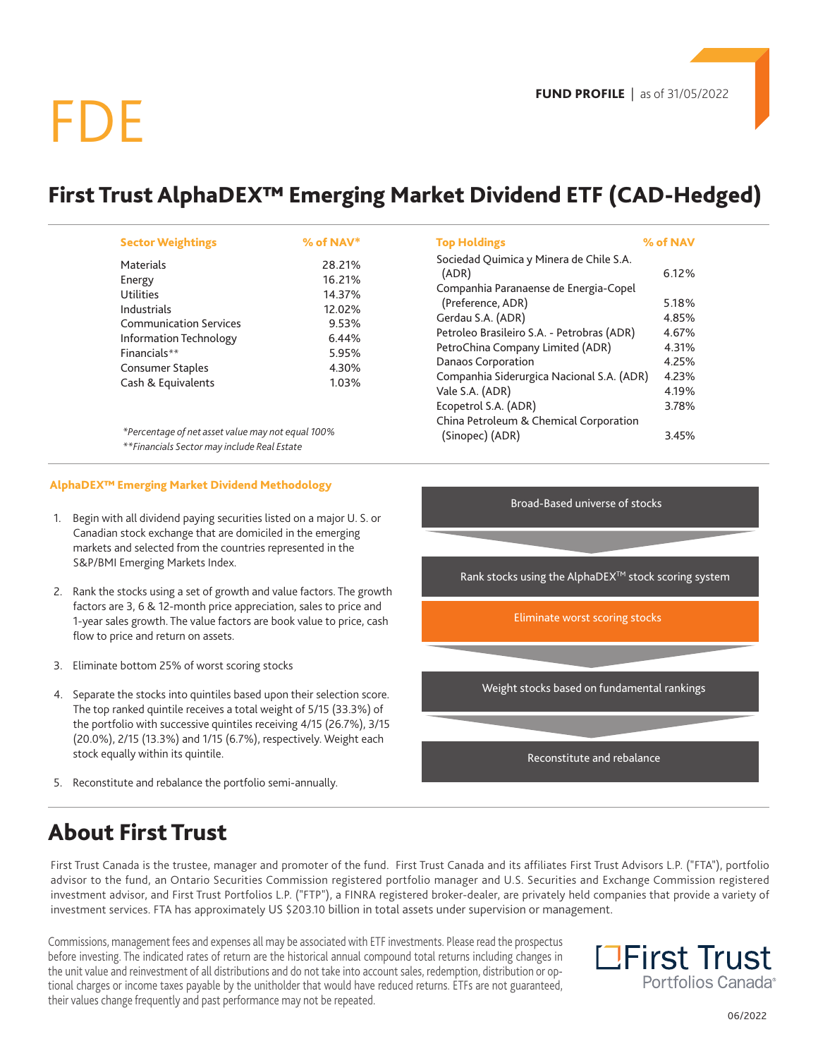# FDE

**FUND PROFILE** | as of 31/05/2022

## First Trust AlphaDEX™ Emerging Market Dividend ETF (CAD-Hedged)

| Sector Weightings | % of NAV* |
|---|---|
| Materials | 28.21% |
| Energy | 16.21% |
| Utilities | 14.37% |
| Industrials | 12.02% |
| Communication Services | 9.53% |
| Information Technology | 6.44% |
| Financials** | 5.95% |
| Consumer Staples | 4.30% |
| Cash & Equivalents | 1.03% |

*\*Percentage of net asset value may not equal 100%*
*\*\*Financials Sector may include Real Estate*

| Top Holdings | % of NAV |
|---|---|
| Sociedad Quimica y Minera de Chile S.A. (ADR) | 6.12% |
| Companhia Paranaense de Energia-Copel (Preference, ADR) | 5.18% |
| Gerdau S.A. (ADR) | 4.85% |
| Petroleo Brasileiro S.A. - Petrobras (ADR) | 4.67% |
| PetroChina Company Limited (ADR) | 4.31% |
| Danaos Corporation | 4.25% |
| Companhia Siderurgica Nacional S.A. (ADR) | 4.23% |
| Vale S.A. (ADR) | 4.19% |
| Ecopetrol S.A. (ADR) | 3.78% |
| China Petroleum & Chemical Corporation (Sinopec) (ADR) | 3.45% |

### AlphaDEX™ Emerging Market Dividend Methodology

1. Begin with all dividend paying securities listed on a major U. S. or Canadian stock exchange that are domiciled in the emerging markets and selected from the countries represented in the S&P/BMI Emerging Markets Index.
2. Rank the stocks using a set of growth and value factors. The growth factors are 3, 6 & 12-month price appreciation, sales to price and 1-year sales growth. The value factors are book value to price, cash flow to price and return on assets.
3. Eliminate bottom 25% of worst scoring stocks
4. Separate the stocks into quintiles based upon their selection score. The top ranked quintile receives a total weight of 5/15 (33.3%) of the portfolio with successive quintiles receiving 4/15 (26.7%), 3/15 (20.0%), 2/15 (13.3%) and 1/15 (6.7%), respectively. Weight each stock equally within its quintile.
5. Reconstitute and rebalance the portfolio semi-annually.

Broad-Based universe of stocks

Rank stocks using the AlphaDEX™ stock scoring system

Eliminate worst scoring stocks

Weight stocks based on fundamental rankings

Reconstitute and rebalance

## About First Trust

First Trust Canada is the trustee, manager and promoter of the fund. First Trust Canada and its affiliates First Trust Advisors L.P. ("FTA"), portfolio advisor to the fund, an Ontario Securities Commission registered portfolio manager and U.S. Securities and Exchange Commission registered investment advisor, and First Trust Portfolios L.P. ("FTP"), a FINRA registered broker-dealer, are privately held companies that provide a variety of investment services. FTA has approximately US $203.10 billion in total assets under supervision or management.

Commissions, management fees and expenses all may be associated with ETF investments. Please read the prospectus before investing. The indicated rates of return are the historical annual compound total returns including changes in the unit value and reinvestment of all distributions and do not take into account sales, redemption, distribution or optional charges or income taxes payable by the unitholder that would have reduced returns. ETFs are not guaranteed, their values change frequently and past performance may not be repeated.

First Trust Portfolios Canada®

06/2022